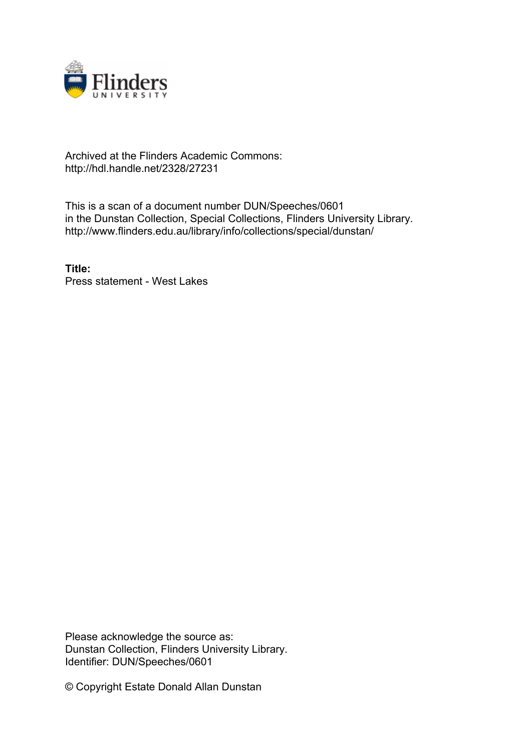Archived at the Flinders Academic Commons:
http://hdl.handle.net/2328/27231

This is a scan of a document number DUN/Speeches/0601
in the Dunstan Collection, Special Collections, Flinders University Library.
http://www.flinders.edu.au/library/info/collections/special/dunstan/

**Title:**
Press statement - West Lakes

Please acknowledge the source as:
Dunstan Collection, Flinders University Library.
Identifier: DUN/Speeches/0601

© Copyright Estate Donald Allan Dunstan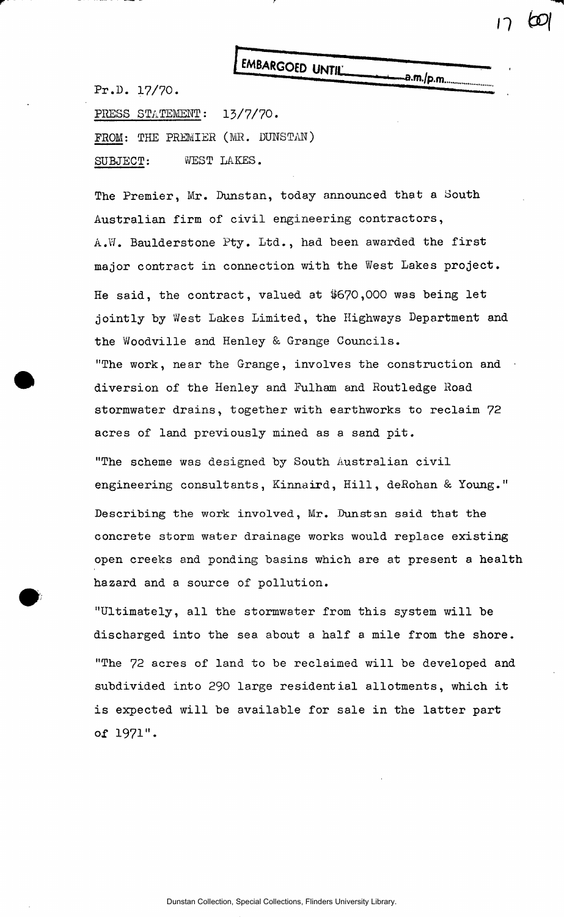EMBARGOED UNTIL ________ a.m./p.m. ________

Pr.D. 17/70.

PRESS STATEMENT: 13/7/70.

FROM: THE PREMIER (MR. DUNSTAN)

SUBJECT: WEST LAKES.

The Premier, Mr. Dunstan, today announced that a South Australian firm of civil engineering contractors, A.W. Baulderstone Pty. Ltd., had been awarded the first major contract in connection with the West Lakes project.

He said, the contract, valued at $670,000 was being let jointly by West Lakes Limited, the Highways Department and the Woodville and Henley & Grange Councils.

"The work, near the Grange, involves the construction and diversion of the Henley and Fulham and Routledge Road stormwater drains, together with earthworks to reclaim 72 acres of land previously mined as a sand pit.

"The scheme was designed by South Australian civil engineering consultants, Kinnaird, Hill, deRohan & Young."

Describing the work involved, Mr. Dunstan said that the concrete storm water drainage works would replace existing open creeks and ponding basins which are at present a health hazard and a source of pollution.

"Ultimately, all the stormwater from this system will be discharged into the sea about a half a mile from the shore.

"The 72 acres of land to be reclaimed will be developed and subdivided into 290 large residential allotments, which it is expected will be available for sale in the latter part of 1971".